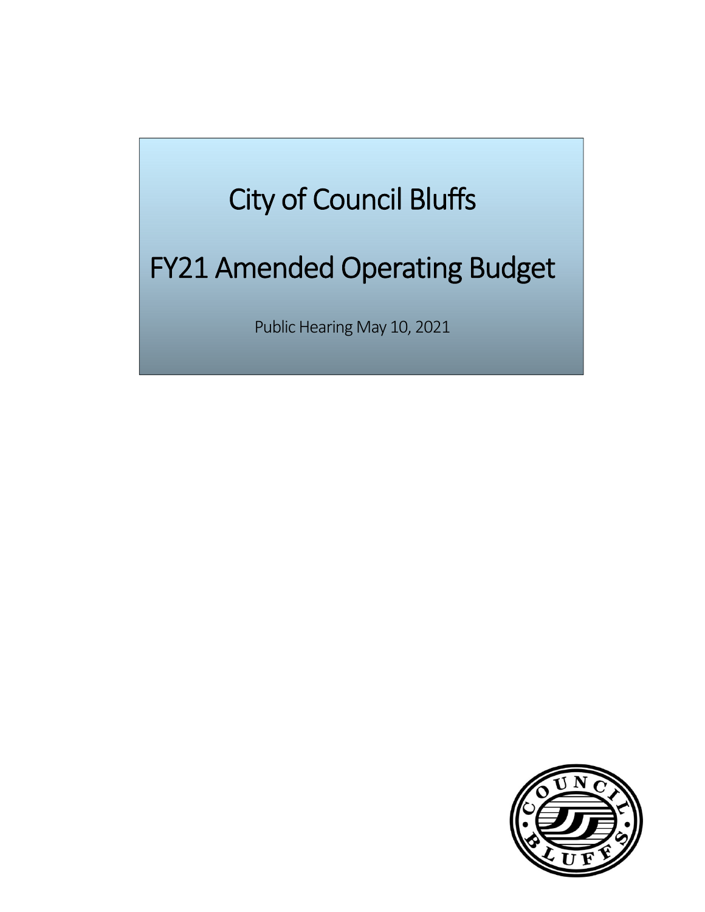# City of Council Bluffs

# FY21 Amended Operating Budget

Public Hearing May 10, 2021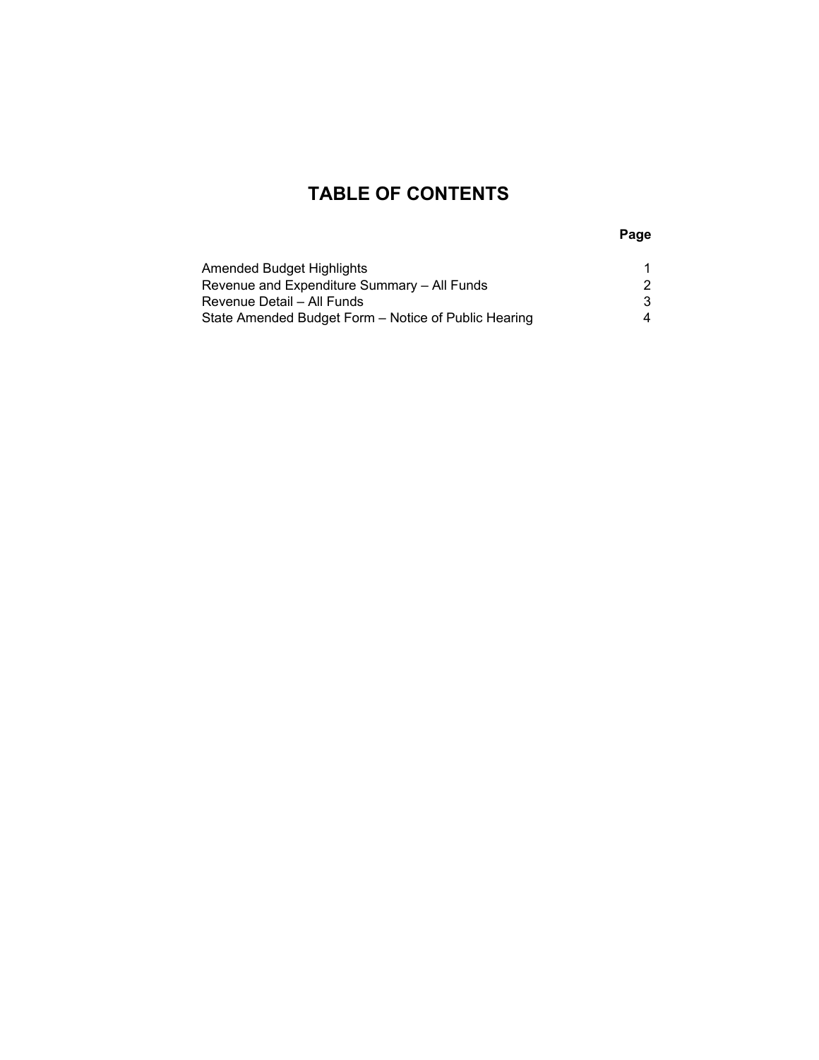# TABLE OF CONTENTS

| | Page |
|---|---|
| Amended Budget Highlights | 1 |
| Revenue and Expenditure Summary – All Funds | 2 |
| Revenue Detail – All Funds | 3 |
| State Amended Budget Form – Notice of Public Hearing | 4 |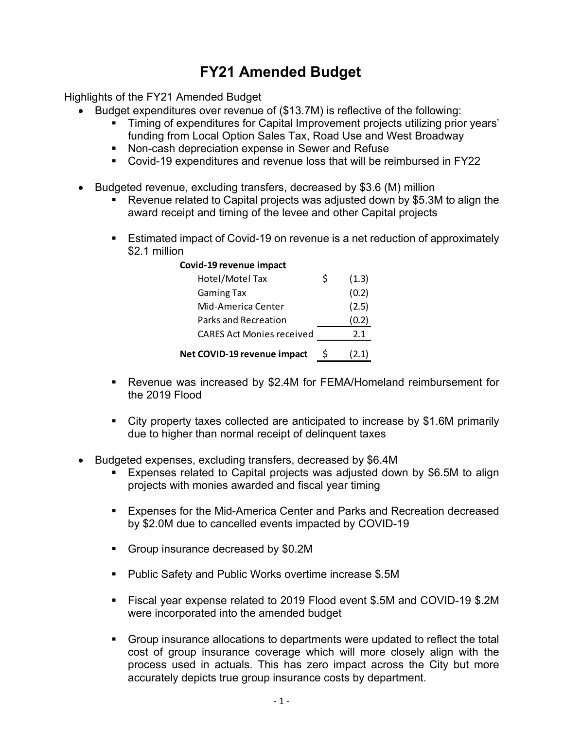# FY21 Amended Budget

Highlights of the FY21 Amended Budget

- Budget expenditures over revenue of ($13.7M) is reflective of the following:
  - Timing of expenditures for Capital Improvement projects utilizing prior years' funding from Local Option Sales Tax, Road Use and West Broadway
  - Non-cash depreciation expense in Sewer and Refuse
  - Covid-19 expenditures and revenue loss that will be reimbursed in FY22

- Budgeted revenue, excluding transfers, decreased by $3.6 (M) million
  - Revenue related to Capital projects was adjusted down by $5.3M to align the award receipt and timing of the levee and other Capital projects

  - Estimated impact of Covid-19 on revenue is a net reduction of approximately $2.1 million

| **Covid-19 revenue impact** | | |
|---|---|---|
| Hotel/Motel Tax | $ | (1.3) |
| Gaming Tax | | (0.2) |
| Mid-America Center | | (2.5) |
| Parks and Recreation | | (0.2) |
| CARES Act Monies received | | 2.1 |
| **Net COVID-19 revenue impact** | $ | (2.1) |

  - Revenue was increased by $2.4M for FEMA/Homeland reimbursement for the 2019 Flood

  - City property taxes collected are anticipated to increase by $1.6M primarily due to higher than normal receipt of delinquent taxes

- Budgeted expenses, excluding transfers, decreased by $6.4M
  - Expenses related to Capital projects was adjusted down by $6.5M to align projects with monies awarded and fiscal year timing

  - Expenses for the Mid-America Center and Parks and Recreation decreased by $2.0M due to cancelled events impacted by COVID-19

  - Group insurance decreased by $0.2M

  - Public Safety and Public Works overtime increase $.5M

  - Fiscal year expense related to 2019 Flood event $.5M and COVID-19 $.2M were incorporated into the amended budget

  - Group insurance allocations to departments were updated to reflect the total cost of group insurance coverage which will more closely align with the process used in actuals. This has zero impact across the City but more accurately depicts true group insurance costs by department.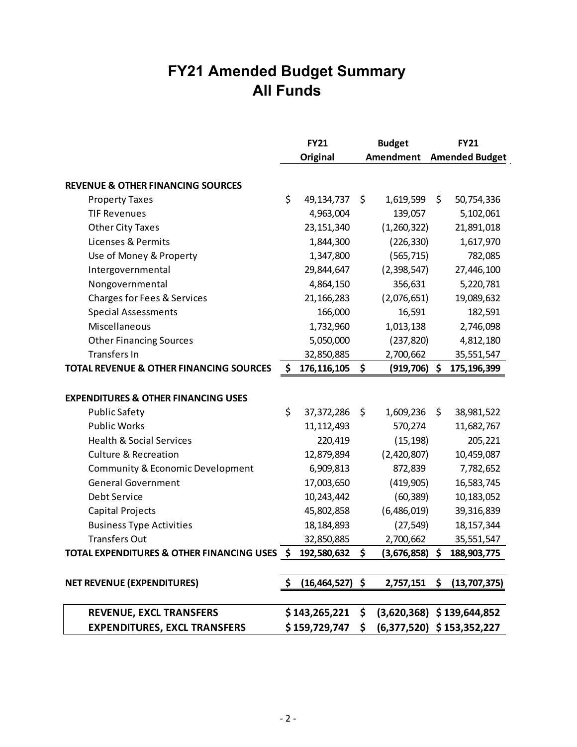# FY21 Amended Budget Summary
## All Funds

| | FY21 Original | Budget Amendment | FY21 Amended Budget |
|---|---|---|---|
| **REVENUE & OTHER FINANCING SOURCES** | | | |
| Property Taxes | $ 49,134,737 | $ 1,619,599 | $ 50,754,336 |
| TIF Revenues | 4,963,004 | 139,057 | 5,102,061 |
| Other City Taxes | 23,151,340 | (1,260,322) | 21,891,018 |
| Licenses & Permits | 1,844,300 | (226,330) | 1,617,970 |
| Use of Money & Property | 1,347,800 | (565,715) | 782,085 |
| Intergovernmental | 29,844,647 | (2,398,547) | 27,446,100 |
| Nongovernmental | 4,864,150 | 356,631 | 5,220,781 |
| Charges for Fees & Services | 21,166,283 | (2,076,651) | 19,089,632 |
| Special Assessments | 166,000 | 16,591 | 182,591 |
| Miscellaneous | 1,732,960 | 1,013,138 | 2,746,098 |
| Other Financing Sources | 5,050,000 | (237,820) | 4,812,180 |
| Transfers In | 32,850,885 | 2,700,662 | 35,551,547 |
| **TOTAL REVENUE & OTHER FINANCING SOURCES** | **$ 176,116,105** | **$ (919,706)** | **$ 175,196,399** |
| **EXPENDITURES & OTHER FINANCING USES** | | | |
| Public Safety | $ 37,372,286 | $ 1,609,236 | $ 38,981,522 |
| Public Works | 11,112,493 | 570,274 | 11,682,767 |
| Health & Social Services | 220,419 | (15,198) | 205,221 |
| Culture & Recreation | 12,879,894 | (2,420,807) | 10,459,087 |
| Community & Economic Development | 6,909,813 | 872,839 | 7,782,652 |
| General Government | 17,003,650 | (419,905) | 16,583,745 |
| Debt Service | 10,243,442 | (60,389) | 10,183,052 |
| Capital Projects | 45,802,858 | (6,486,019) | 39,316,839 |
| Business Type Activities | 18,184,893 | (27,549) | 18,157,344 |
| Transfers Out | 32,850,885 | 2,700,662 | 35,551,547 |
| **TOTAL EXPENDITURES & OTHER FINANCING USES** | **$ 192,580,632** | **$ (3,676,858)** | **$ 188,903,775** |
| **NET REVENUE (EXPENDITURES)** | **$ (16,464,527)** | **$ 2,757,151** | **$ (13,707,375)** |
| **REVENUE, EXCL TRANSFERS** | **$ 143,265,221** | **$ (3,620,368)** | **$ 139,644,852** |
| **EXPENDITURES, EXCL TRANSFERS** | **$ 159,729,747** | **$ (6,377,520)** | **$ 153,352,227** |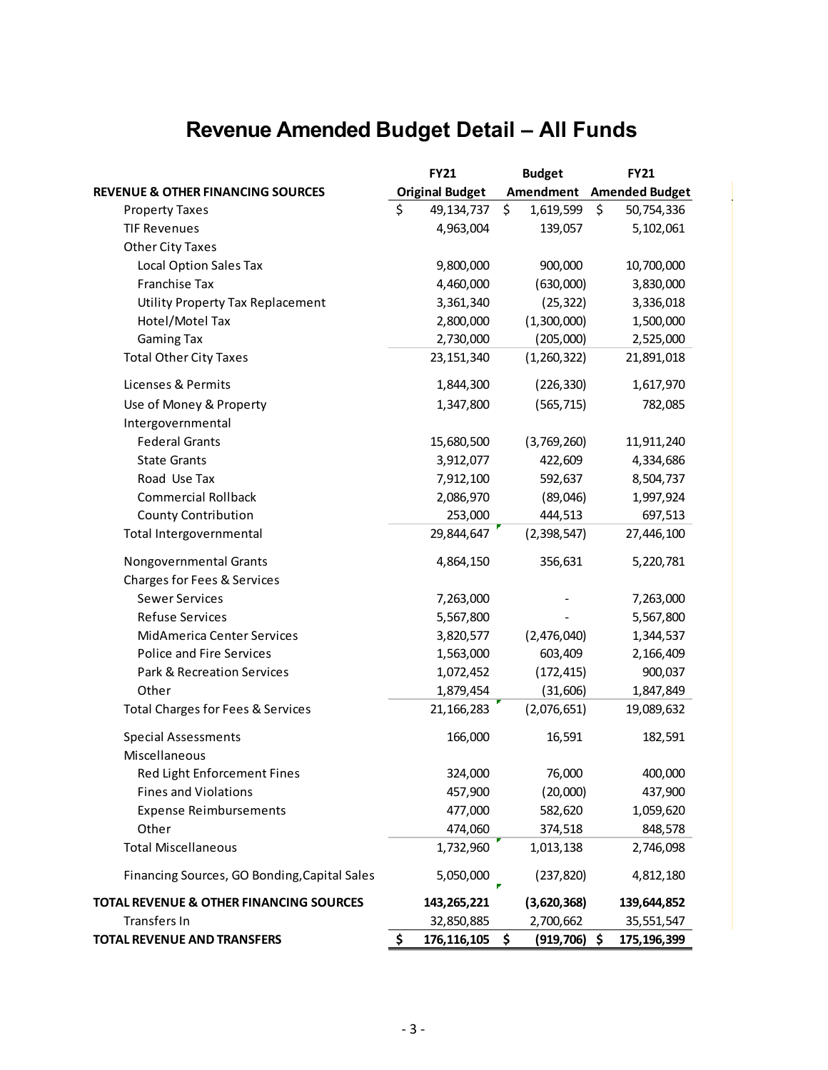# Revenue Amended Budget Detail – All Funds

| REVENUE & OTHER FINANCING SOURCES | FY21 Original Budget | Budget Amendment | FY21 Amended Budget |
|---|---|---|---|
| Property Taxes | $ 49,134,737 | $ 1,619,599 | $ 50,754,336 |
| TIF Revenues | 4,963,004 | 139,057 | 5,102,061 |
| Other City Taxes | | | |
| Local Option Sales Tax | 9,800,000 | 900,000 | 10,700,000 |
| Franchise Tax | 4,460,000 | (630,000) | 3,830,000 |
| Utility Property Tax Replacement | 3,361,340 | (25,322) | 3,336,018 |
| Hotel/Motel Tax | 2,800,000 | (1,300,000) | 1,500,000 |
| Gaming Tax | 2,730,000 | (205,000) | 2,525,000 |
| Total Other City Taxes | 23,151,340 | (1,260,322) | 21,891,018 |
| Licenses & Permits | 1,844,300 | (226,330) | 1,617,970 |
| Use of Money & Property | 1,347,800 | (565,715) | 782,085 |
| Intergovernmental | | | |
| Federal Grants | 15,680,500 | (3,769,260) | 11,911,240 |
| State Grants | 3,912,077 | 422,609 | 4,334,686 |
| Road Use Tax | 7,912,100 | 592,637 | 8,504,737 |
| Commercial Rollback | 2,086,970 | (89,046) | 1,997,924 |
| County Contribution | 253,000 | 444,513 | 697,513 |
| Total Intergovernmental | 29,844,647 | (2,398,547) | 27,446,100 |
| Nongovernmental Grants | 4,864,150 | 356,631 | 5,220,781 |
| Charges for Fees & Services | | | |
| Sewer Services | 7,263,000 | - | 7,263,000 |
| Refuse Services | 5,567,800 | - | 5,567,800 |
| MidAmerica Center Services | 3,820,577 | (2,476,040) | 1,344,537 |
| Police and Fire Services | 1,563,000 | 603,409 | 2,166,409 |
| Park & Recreation Services | 1,072,452 | (172,415) | 900,037 |
| Other | 1,879,454 | (31,606) | 1,847,849 |
| Total Charges for Fees & Services | 21,166,283 | (2,076,651) | 19,089,632 |
| Special Assessments | 166,000 | 16,591 | 182,591 |
| Miscellaneous | | | |
| Red Light Enforcement Fines | 324,000 | 76,000 | 400,000 |
| Fines and Violations | 457,900 | (20,000) | 437,900 |
| Expense Reimbursements | 477,000 | 582,620 | 1,059,620 |
| Other | 474,060 | 374,518 | 848,578 |
| Total Miscellaneous | 1,732,960 | 1,013,138 | 2,746,098 |
| Financing Sources, GO Bonding,Capital Sales | 5,050,000 | (237,820) | 4,812,180 |
| **TOTAL REVENUE & OTHER FINANCING SOURCES** | **143,265,221** | **(3,620,368)** | **139,644,852** |
| Transfers In | 32,850,885 | 2,700,662 | 35,551,547 |
| **TOTAL REVENUE AND TRANSFERS** | **$ 176,116,105** | **$ (919,706)** | **$ 175,196,399** |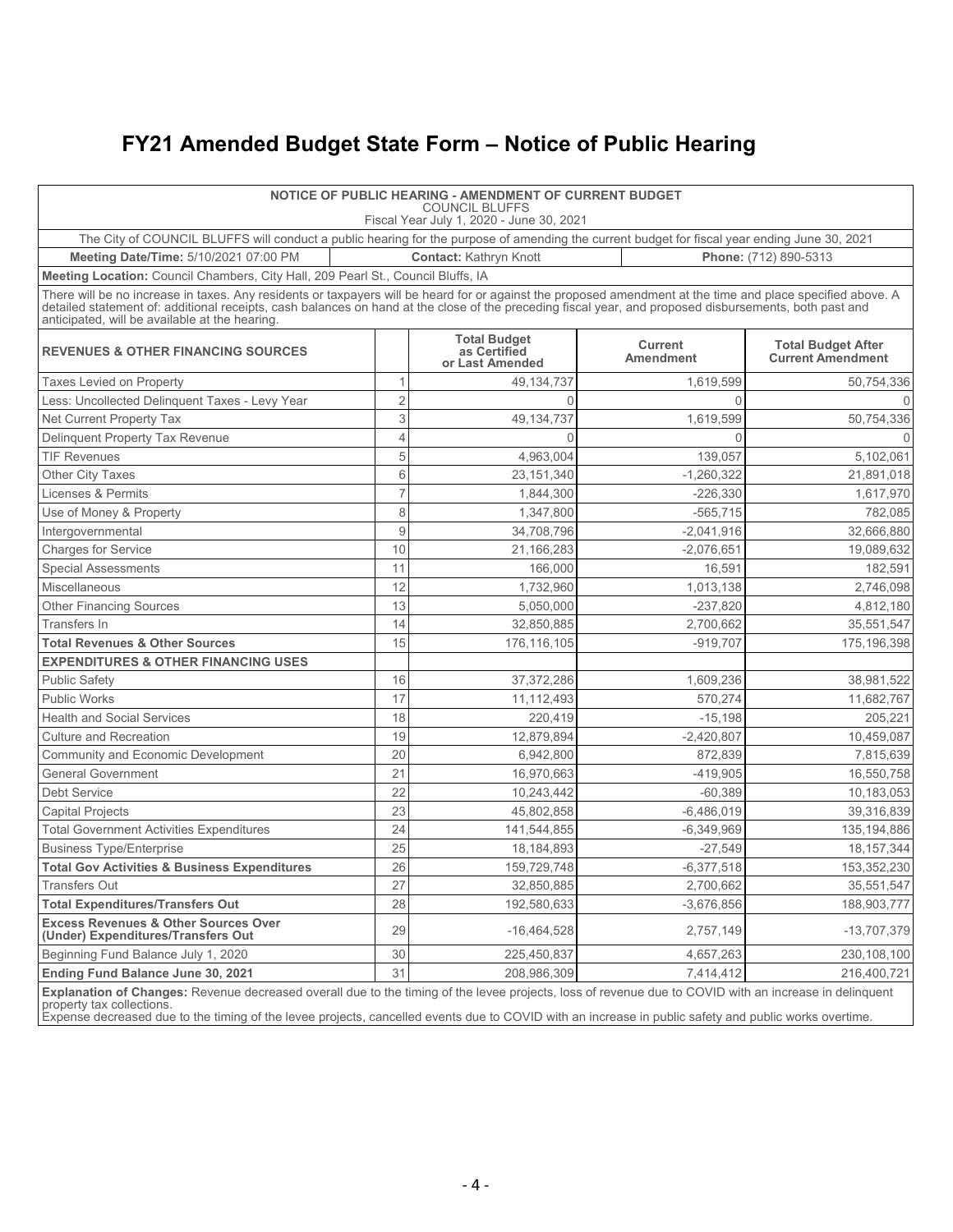# FY21 Amended Budget State Form – Notice of Public Hearing

**NOTICE OF PUBLIC HEARING - AMENDMENT OF CURRENT BUDGET**
COUNCIL BLUFFS
Fiscal Year July 1, 2020 - June 30, 2021

The City of COUNCIL BLUFFS will conduct a public hearing for the purpose of amending the current budget for fiscal year ending June 30, 2021

**Meeting Date/Time:** 5/10/2021 07:00 PM | **Contact:** Kathryn Knott | **Phone:** (712) 890-5313

**Meeting Location:** Council Chambers, City Hall, 209 Pearl St., Council Bluffs, IA

There will be no increase in taxes. Any residents or taxpayers will be heard for or against the proposed amendment at the time and place specified above. A detailed statement of: additional receipts, cash balances on hand at the close of the preceding fiscal year, and proposed disbursements, both past and anticipated, will be available at the hearing.

| REVENUES & OTHER FINANCING SOURCES | | Total Budget as Certified or Last Amended | Current Amendment | Total Budget After Current Amendment |
|---|---|---|---|---|
| Taxes Levied on Property | 1 | 49,134,737 | 1,619,599 | 50,754,336 |
| Less: Uncollected Delinquent Taxes - Levy Year | 2 | 0 | 0 | 0 |
| Net Current Property Tax | 3 | 49,134,737 | 1,619,599 | 50,754,336 |
| Delinquent Property Tax Revenue | 4 | 0 | 0 | 0 |
| TIF Revenues | 5 | 4,963,004 | 139,057 | 5,102,061 |
| Other City Taxes | 6 | 23,151,340 | -1,260,322 | 21,891,018 |
| Licenses & Permits | 7 | 1,844,300 | -226,330 | 1,617,970 |
| Use of Money & Property | 8 | 1,347,800 | -565,715 | 782,085 |
| Intergovernmental | 9 | 34,708,796 | -2,041,916 | 32,666,880 |
| Charges for Service | 10 | 21,166,283 | -2,076,651 | 19,089,632 |
| Special Assessments | 11 | 166,000 | 16,591 | 182,591 |
| Miscellaneous | 12 | 1,732,960 | 1,013,138 | 2,746,098 |
| Other Financing Sources | 13 | 5,050,000 | -237,820 | 4,812,180 |
| Transfers In | 14 | 32,850,885 | 2,700,662 | 35,551,547 |
| **Total Revenues & Other Sources** | 15 | 176,116,105 | -919,707 | 175,196,398 |
| **EXPENDITURES & OTHER FINANCING USES** | | | | |
| Public Safety | 16 | 37,372,286 | 1,609,236 | 38,981,522 |
| Public Works | 17 | 11,112,493 | 570,274 | 11,682,767 |
| Health and Social Services | 18 | 220,419 | -15,198 | 205,221 |
| Culture and Recreation | 19 | 12,879,894 | -2,420,807 | 10,459,087 |
| Community and Economic Development | 20 | 6,942,800 | 872,839 | 7,815,639 |
| General Government | 21 | 16,970,663 | -419,905 | 16,550,758 |
| Debt Service | 22 | 10,243,442 | -60,389 | 10,183,053 |
| Capital Projects | 23 | 45,802,858 | -6,486,019 | 39,316,839 |
| Total Government Activities Expenditures | 24 | 141,544,855 | -6,349,969 | 135,194,886 |
| Business Type/Enterprise | 25 | 18,184,893 | -27,549 | 18,157,344 |
| **Total Gov Activities & Business Expenditures** | 26 | 159,729,748 | -6,377,518 | 153,352,230 |
| Transfers Out | 27 | 32,850,885 | 2,700,662 | 35,551,547 |
| **Total Expenditures/Transfers Out** | 28 | 192,580,633 | -3,676,856 | 188,903,777 |
| **Excess Revenues & Other Sources Over (Under) Expenditures/Transfers Out** | 29 | -16,464,528 | 2,757,149 | -13,707,379 |
| Beginning Fund Balance July 1, 2020 | 30 | 225,450,837 | 4,657,263 | 230,108,100 |
| **Ending Fund Balance June 30, 2021** | 31 | 208,986,309 | 7,414,412 | 216,400,721 |

**Explanation of Changes:** Revenue decreased overall due to the timing of the levee projects, loss of revenue due to COVID with an increase in delinquent property tax collections.
Expense decreased due to the timing of the levee projects, cancelled events due to COVID with an increase in public safety and public works overtime.